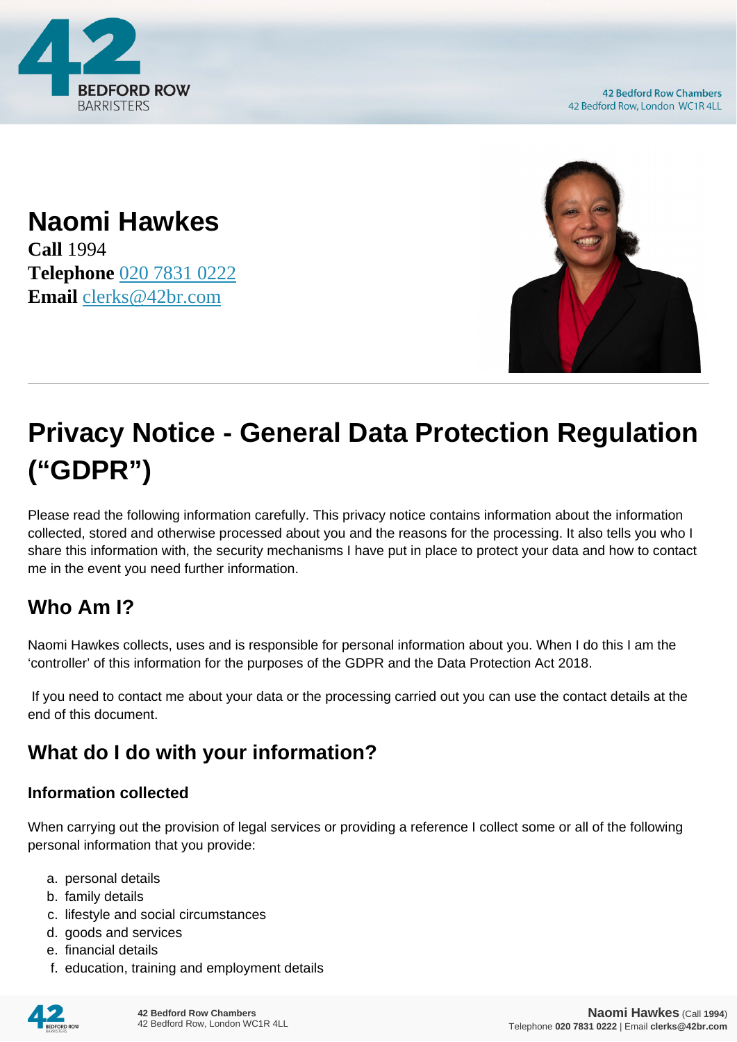# Naomi Hawkes

**Call** 1994
**Telephone** 020 7831 0222
**Email** clerks@42br.com

# Privacy Notice - General Data Protection Regulation ("GDPR")

Please read the following information carefully. This privacy notice contains information about the information collected, stored and otherwise processed about you and the reasons for the processing. It also tells you who I share this information with, the security mechanisms I have put in place to protect your data and how to contact me in the event you need further information.

## Who Am I?

Naomi Hawkes collects, uses and is responsible for personal information about you. When I do this I am the 'controller' of this information for the purposes of the GDPR and the Data Protection Act 2018.

If you need to contact me about your data or the processing carried out you can use the contact details at the end of this document.

## What do I do with your information?

### Information collected

When carrying out the provision of legal services or providing a reference I collect some or all of the following personal information that you provide:

a. personal details
b. family details
c. lifestyle and social circumstances
d. goods and services
e. financial details
f. education, training and employment details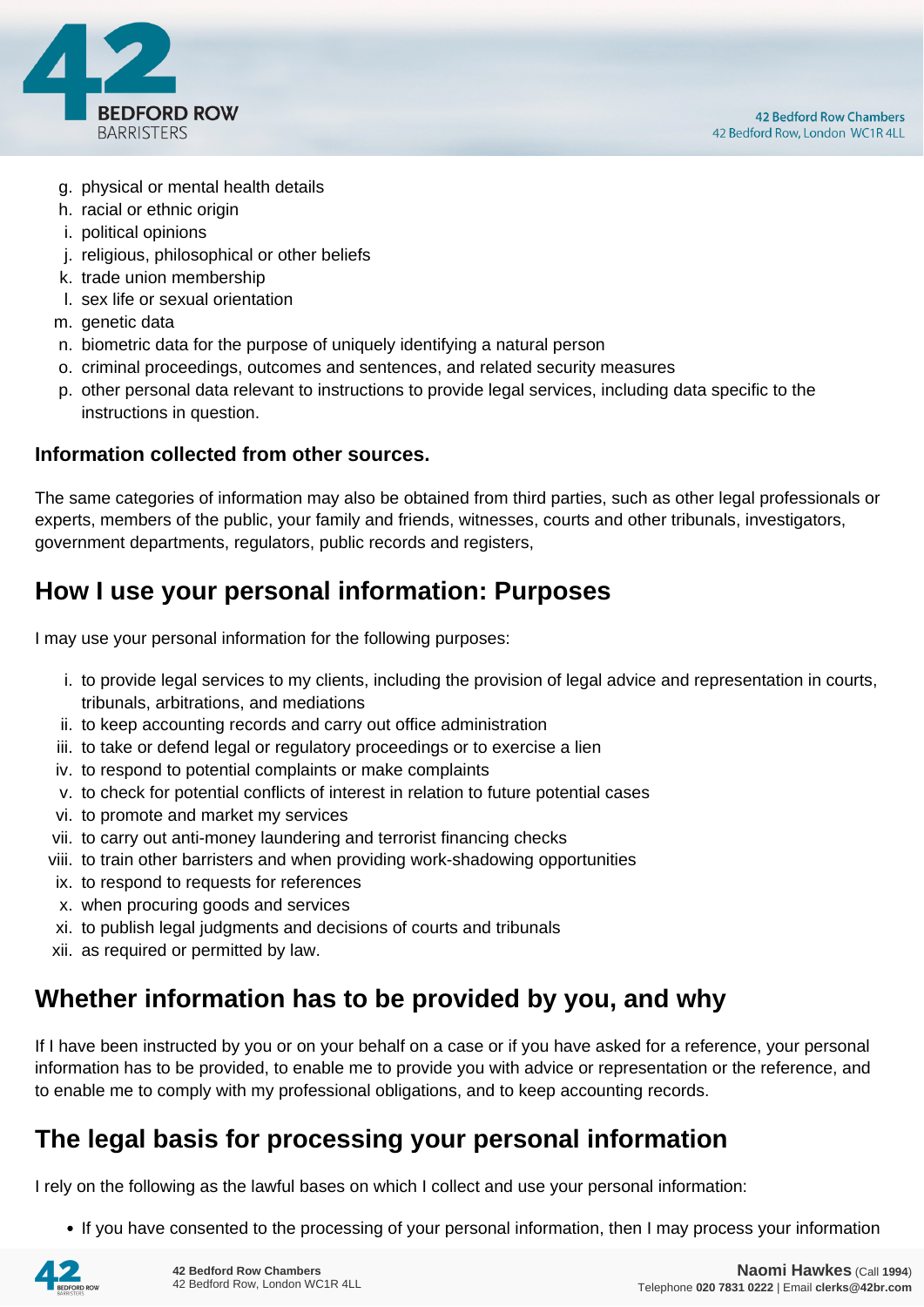g. physical or mental health details
h. racial or ethnic origin
i. political opinions
j. religious, philosophical or other beliefs
k. trade union membership
l. sex life or sexual orientation
m. genetic data
n. biometric data for the purpose of uniquely identifying a natural person
o. criminal proceedings, outcomes and sentences, and related security measures
p. other personal data relevant to instructions to provide legal services, including data specific to the instructions in question.

**Information collected from other sources.**

The same categories of information may also be obtained from third parties, such as other legal professionals or experts, members of the public, your family and friends, witnesses, courts and other tribunals, investigators, government departments, regulators, public records and registers,

## How I use your personal information: Purposes

I may use your personal information for the following purposes:

i. to provide legal services to my clients, including the provision of legal advice and representation in courts, tribunals, arbitrations, and mediations
ii. to keep accounting records and carry out office administration
iii. to take or defend legal or regulatory proceedings or to exercise a lien
iv. to respond to potential complaints or make complaints
v. to check for potential conflicts of interest in relation to future potential cases
vi. to promote and market my services
vii. to carry out anti-money laundering and terrorist financing checks
viii. to train other barristers and when providing work-shadowing opportunities
ix. to respond to requests for references
x. when procuring goods and services
xi. to publish legal judgments and decisions of courts and tribunals
xii. as required or permitted by law.

## Whether information has to be provided by you, and why

If I have been instructed by you or on your behalf on a case or if you have asked for a reference, your personal information has to be provided, to enable me to provide you with advice or representation or the reference, and to enable me to comply with my professional obligations, and to keep accounting records.

## The legal basis for processing your personal information

I rely on the following as the lawful bases on which I collect and use your personal information:

- If you have consented to the processing of your personal information, then I may process your information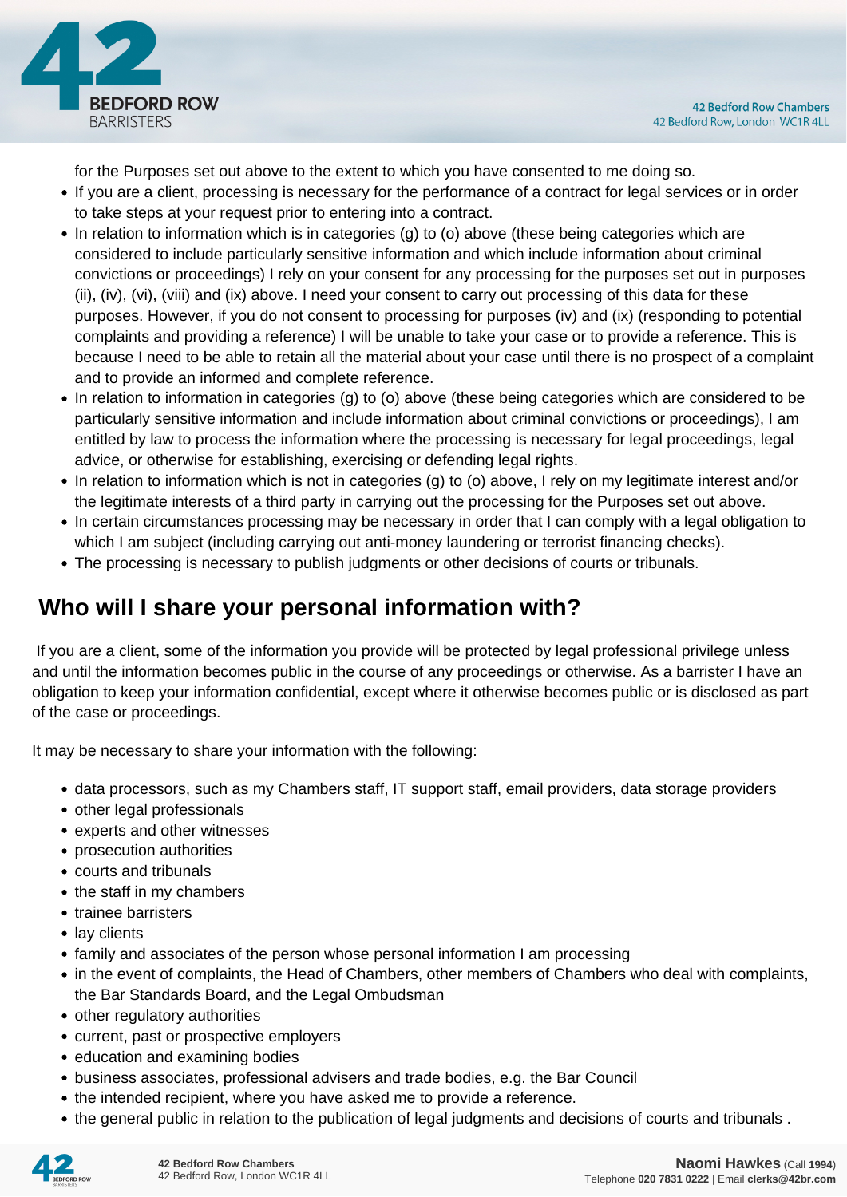for the Purposes set out above to the extent to which you have consented to me doing so.

- If you are a client, processing is necessary for the performance of a contract for legal services or in order to take steps at your request prior to entering into a contract.
- In relation to information which is in categories (g) to (o) above (these being categories which are considered to include particularly sensitive information and which include information about criminal convictions or proceedings) I rely on your consent for any processing for the purposes set out in purposes (ii), (iv), (vi), (viii) and (ix) above. I need your consent to carry out processing of this data for these purposes. However, if you do not consent to processing for purposes (iv) and (ix) (responding to potential complaints and providing a reference) I will be unable to take your case or to provide a reference. This is because I need to be able to retain all the material about your case until there is no prospect of a complaint and to provide an informed and complete reference.
- In relation to information in categories (g) to (o) above (these being categories which are considered to be particularly sensitive information and include information about criminal convictions or proceedings), I am entitled by law to process the information where the processing is necessary for legal proceedings, legal advice, or otherwise for establishing, exercising or defending legal rights.
- In relation to information which is not in categories (g) to (o) above, I rely on my legitimate interest and/or the legitimate interests of a third party in carrying out the processing for the Purposes set out above.
- In certain circumstances processing may be necessary in order that I can comply with a legal obligation to which I am subject (including carrying out anti-money laundering or terrorist financing checks).
- The processing is necessary to publish judgments or other decisions of courts or tribunals.

## Who will I share your personal information with?

If you are a client, some of the information you provide will be protected by legal professional privilege unless and until the information becomes public in the course of any proceedings or otherwise. As a barrister I have an obligation to keep your information confidential, except where it otherwise becomes public or is disclosed as part of the case or proceedings.

It may be necessary to share your information with the following:

- data processors, such as my Chambers staff, IT support staff, email providers, data storage providers
- other legal professionals
- experts and other witnesses
- prosecution authorities
- courts and tribunals
- the staff in my chambers
- trainee barristers
- lay clients
- family and associates of the person whose personal information I am processing
- in the event of complaints, the Head of Chambers, other members of Chambers who deal with complaints, the Bar Standards Board, and the Legal Ombudsman
- other regulatory authorities
- current, past or prospective employers
- education and examining bodies
- business associates, professional advisers and trade bodies, e.g. the Bar Council
- the intended recipient, where you have asked me to provide a reference.
- the general public in relation to the publication of legal judgments and decisions of courts and tribunals .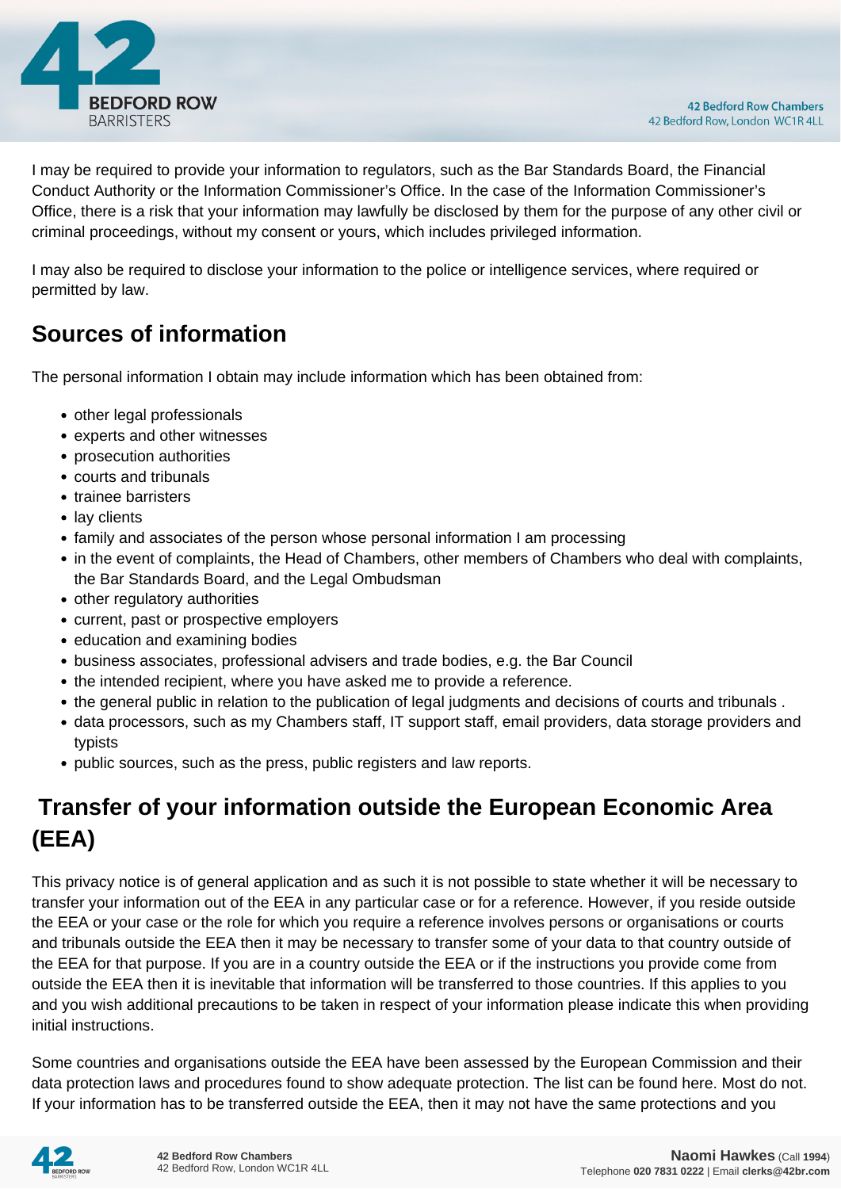I may be required to provide your information to regulators, such as the Bar Standards Board, the Financial Conduct Authority or the Information Commissioner's Office. In the case of the Information Commissioner's Office, there is a risk that your information may lawfully be disclosed by them for the purpose of any other civil or criminal proceedings, without my consent or yours, which includes privileged information.

I may also be required to disclose your information to the police or intelligence services, where required or permitted by law.

## Sources of information

The personal information I obtain may include information which has been obtained from:

- other legal professionals
- experts and other witnesses
- prosecution authorities
- courts and tribunals
- trainee barristers
- lay clients
- family and associates of the person whose personal information I am processing
- in the event of complaints, the Head of Chambers, other members of Chambers who deal with complaints, the Bar Standards Board, and the Legal Ombudsman
- other regulatory authorities
- current, past or prospective employers
- education and examining bodies
- business associates, professional advisers and trade bodies, e.g. the Bar Council
- the intended recipient, where you have asked me to provide a reference.
- the general public in relation to the publication of legal judgments and decisions of courts and tribunals .
- data processors, such as my Chambers staff, IT support staff, email providers, data storage providers and typists
- public sources, such as the press, public registers and law reports.

## Transfer of your information outside the European Economic Area (EEA)

This privacy notice is of general application and as such it is not possible to state whether it will be necessary to transfer your information out of the EEA in any particular case or for a reference. However, if you reside outside the EEA or your case or the role for which you require a reference involves persons or organisations or courts and tribunals outside the EEA then it may be necessary to transfer some of your data to that country outside of the EEA for that purpose. If you are in a country outside the EEA or if the instructions you provide come from outside the EEA then it is inevitable that information will be transferred to those countries. If this applies to you and you wish additional precautions to be taken in respect of your information please indicate this when providing initial instructions.

Some countries and organisations outside the EEA have been assessed by the European Commission and their data protection laws and procedures found to show adequate protection. The list can be found here. Most do not. If your information has to be transferred outside the EEA, then it may not have the same protections and you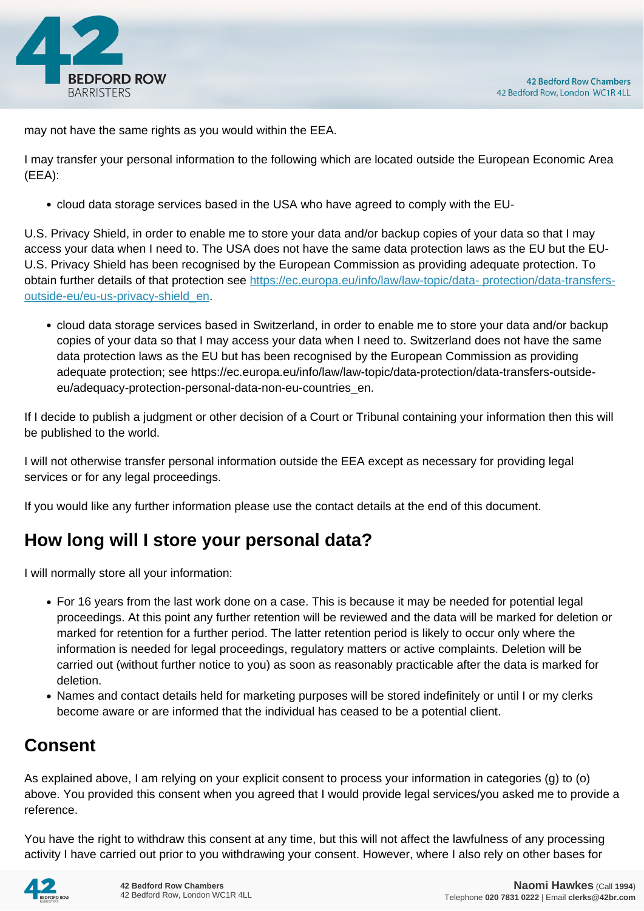may not have the same rights as you would within the EEA.

I may transfer your personal information to the following which are located outside the European Economic Area (EEA):

- cloud data storage services based in the USA who have agreed to comply with the EU-

U.S. Privacy Shield, in order to enable me to store your data and/or backup copies of your data so that I may access your data when I need to. The USA does not have the same data protection laws as the EU but the EU-U.S. Privacy Shield has been recognised by the European Commission as providing adequate protection. To obtain further details of that protection see [https://ec.europa.eu/info/law/law-topic/data- protection/data-transfers-outside-eu/eu-us-privacy-shield_en](https://ec.europa.eu/info/law/law-topic/data-protection/data-transfers-outside-eu/eu-us-privacy-shield_en).

- cloud data storage services based in Switzerland, in order to enable me to store your data and/or backup copies of your data so that I may access your data when I need to. Switzerland does not have the same data protection laws as the EU but has been recognised by the European Commission as providing adequate protection; see https://ec.europa.eu/info/law/law-topic/data-protection/data-transfers-outside-eu/adequacy-protection-personal-data-non-eu-countries_en.

If I decide to publish a judgment or other decision of a Court or Tribunal containing your information then this will be published to the world.

I will not otherwise transfer personal information outside the EEA except as necessary for providing legal services or for any legal proceedings.

If you would like any further information please use the contact details at the end of this document.

## How long will I store your personal data?

I will normally store all your information:

- For 16 years from the last work done on a case. This is because it may be needed for potential legal proceedings. At this point any further retention will be reviewed and the data will be marked for deletion or marked for retention for a further period. The latter retention period is likely to occur only where the information is needed for legal proceedings, regulatory matters or active complaints. Deletion will be carried out (without further notice to you) as soon as reasonably practicable after the data is marked for deletion.
- Names and contact details held for marketing purposes will be stored indefinitely or until I or my clerks become aware or are informed that the individual has ceased to be a potential client.

## Consent

As explained above, I am relying on your explicit consent to process your information in categories (g) to (o) above. You provided this consent when you agreed that I would provide legal services/you asked me to provide a reference.

You have the right to withdraw this consent at any time, but this will not affect the lawfulness of any processing activity I have carried out prior to you withdrawing your consent. However, where I also rely on other bases for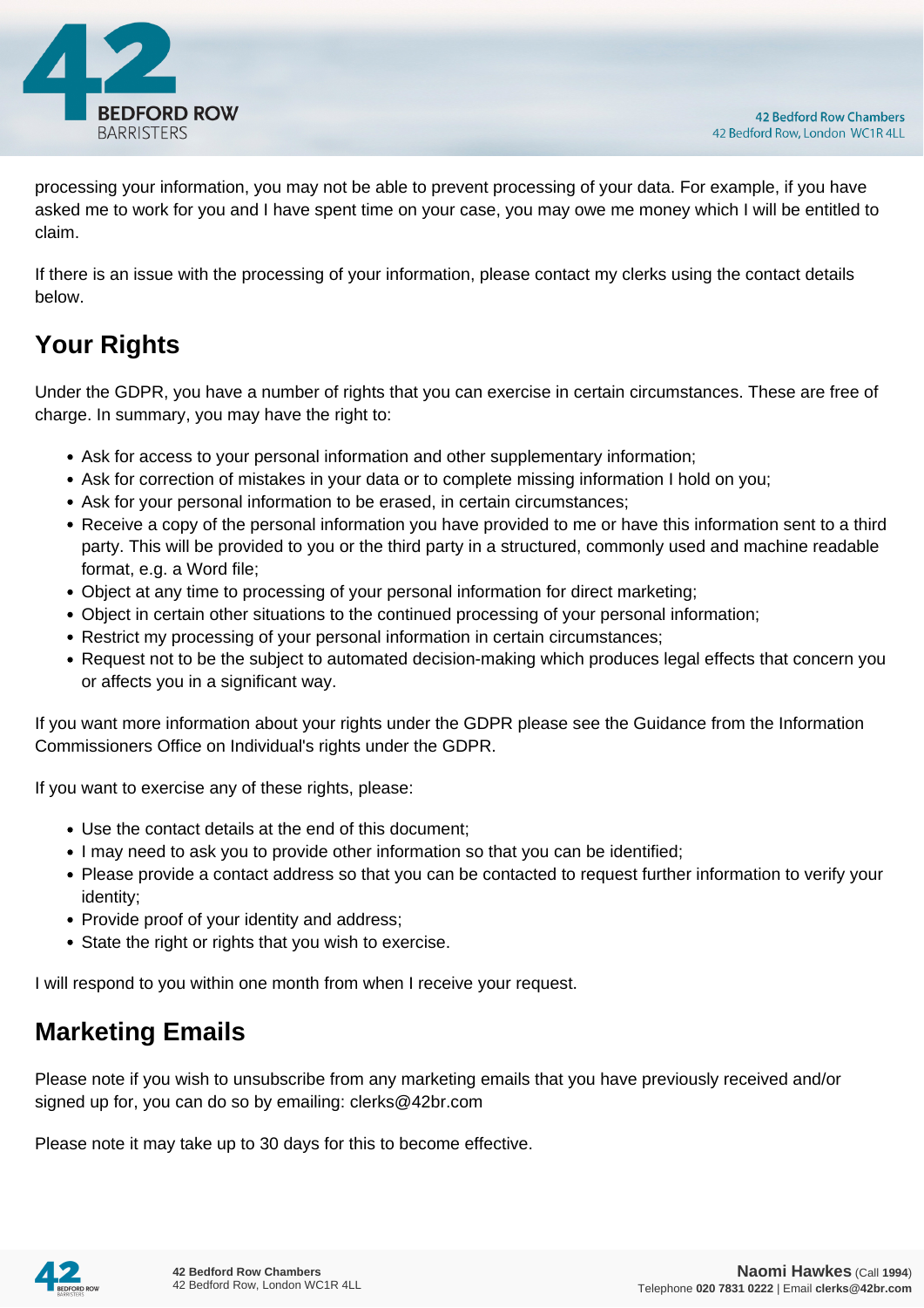processing your information, you may not be able to prevent processing of your data. For example, if you have asked me to work for you and I have spent time on your case, you may owe me money which I will be entitled to claim.

If there is an issue with the processing of your information, please contact my clerks using the contact details below.

## Your Rights

Under the GDPR, you have a number of rights that you can exercise in certain circumstances. These are free of charge. In summary, you may have the right to:

- Ask for access to your personal information and other supplementary information;
- Ask for correction of mistakes in your data or to complete missing information I hold on you;
- Ask for your personal information to be erased, in certain circumstances;
- Receive a copy of the personal information you have provided to me or have this information sent to a third party. This will be provided to you or the third party in a structured, commonly used and machine readable format, e.g. a Word file;
- Object at any time to processing of your personal information for direct marketing;
- Object in certain other situations to the continued processing of your personal information;
- Restrict my processing of your personal information in certain circumstances;
- Request not to be the subject to automated decision-making which produces legal effects that concern you or affects you in a significant way.

If you want more information about your rights under the GDPR please see the Guidance from the Information Commissioners Office on Individual's rights under the GDPR.

If you want to exercise any of these rights, please:

- Use the contact details at the end of this document;
- I may need to ask you to provide other information so that you can be identified;
- Please provide a contact address so that you can be contacted to request further information to verify your identity;
- Provide proof of your identity and address;
- State the right or rights that you wish to exercise.

I will respond to you within one month from when I receive your request.

## Marketing Emails

Please note if you wish to unsubscribe from any marketing emails that you have previously received and/or signed up for, you can do so by emailing: clerks@42br.com

Please note it may take up to 30 days for this to become effective.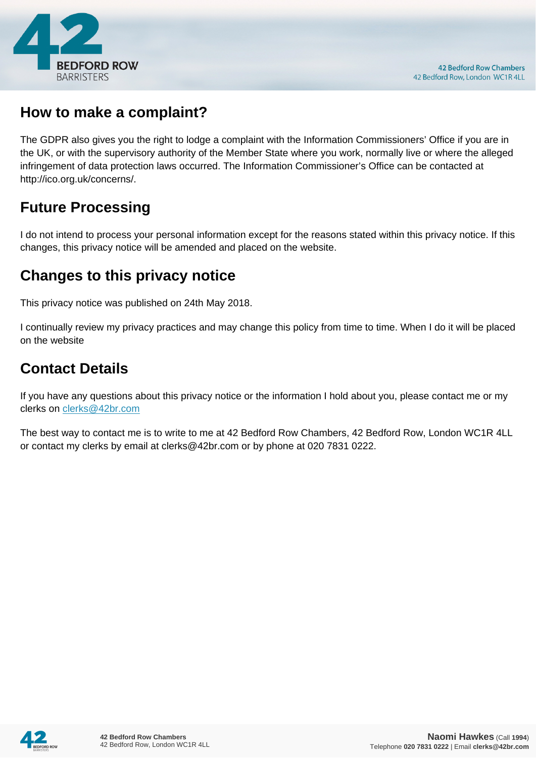## How to make a complaint?

The GDPR also gives you the right to lodge a complaint with the Information Commissioners' Office if you are in the UK, or with the supervisory authority of the Member State where you work, normally live or where the alleged infringement of data protection laws occurred. The Information Commissioner's Office can be contacted at http://ico.org.uk/concerns/.

## Future Processing

I do not intend to process your personal information except for the reasons stated within this privacy notice. If this changes, this privacy notice will be amended and placed on the website.

## Changes to this privacy notice

This privacy notice was published on 24th May 2018.

I continually review my privacy practices and may change this policy from time to time. When I do it will be placed on the website

## Contact Details

If you have any questions about this privacy notice or the information I hold about you, please contact me or my clerks on clerks@42br.com

The best way to contact me is to write to me at 42 Bedford Row Chambers, 42 Bedford Row, London WC1R 4LL or contact my clerks by email at clerks@42br.com or by phone at 020 7831 0222.